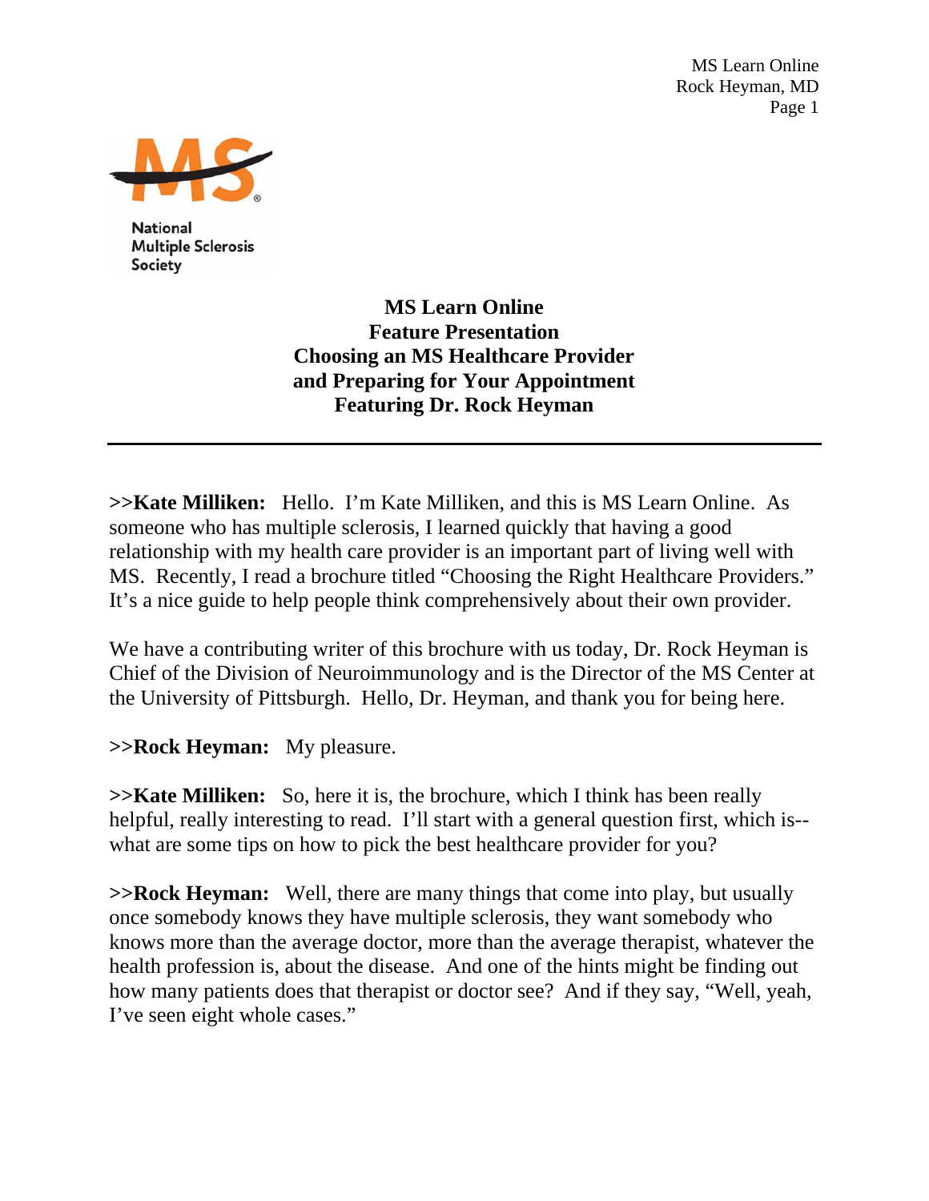National Multiple Sclerosis Society

# MS Learn Online
## Feature Presentation
## Choosing an MS Healthcare Provider and Preparing for Your Appointment
## Featuring Dr. Rock Heyman

---

**>>Kate Milliken:** Hello. I'm Kate Milliken, and this is MS Learn Online. As someone who has multiple sclerosis, I learned quickly that having a good relationship with my health care provider is an important part of living well with MS. Recently, I read a brochure titled "Choosing the Right Healthcare Providers." It's a nice guide to help people think comprehensively about their own provider.

We have a contributing writer of this brochure with us today, Dr. Rock Heyman is Chief of the Division of Neuroimmunology and is the Director of the MS Center at the University of Pittsburgh. Hello, Dr. Heyman, and thank you for being here.

**>>Rock Heyman:** My pleasure.

**>>Kate Milliken:** So, here it is, the brochure, which I think has been really helpful, really interesting to read. I'll start with a general question first, which is--what are some tips on how to pick the best healthcare provider for you?

**>>Rock Heyman:** Well, there are many things that come into play, but usually once somebody knows they have multiple sclerosis, they want somebody who knows more than the average doctor, more than the average therapist, whatever the health profession is, about the disease. And one of the hints might be finding out how many patients does that therapist or doctor see? And if they say, "Well, yeah, I've seen eight whole cases."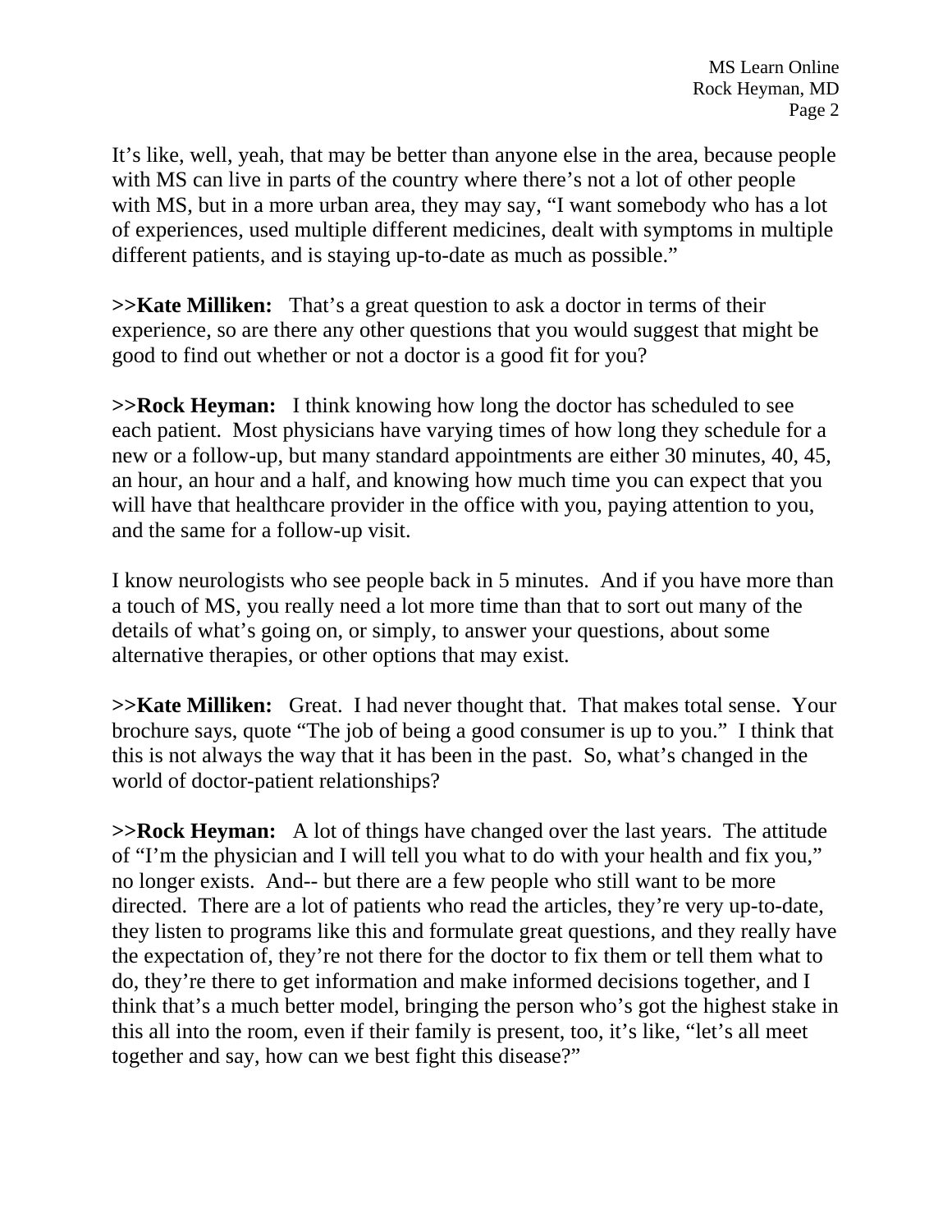It's like, well, yeah, that may be better than anyone else in the area, because people with MS can live in parts of the country where there's not a lot of other people with MS, but in a more urban area, they may say, "I want somebody who has a lot of experiences, used multiple different medicines, dealt with symptoms in multiple different patients, and is staying up-to-date as much as possible."

**>>Kate Milliken:** That's a great question to ask a doctor in terms of their experience, so are there any other questions that you would suggest that might be good to find out whether or not a doctor is a good fit for you?

**>>Rock Heyman:** I think knowing how long the doctor has scheduled to see each patient. Most physicians have varying times of how long they schedule for a new or a follow-up, but many standard appointments are either 30 minutes, 40, 45, an hour, an hour and a half, and knowing how much time you can expect that you will have that healthcare provider in the office with you, paying attention to you, and the same for a follow-up visit.

I know neurologists who see people back in 5 minutes. And if you have more than a touch of MS, you really need a lot more time than that to sort out many of the details of what's going on, or simply, to answer your questions, about some alternative therapies, or other options that may exist.

**>>Kate Milliken:** Great. I had never thought that. That makes total sense. Your brochure says, quote "The job of being a good consumer is up to you." I think that this is not always the way that it has been in the past. So, what's changed in the world of doctor-patient relationships?

**>>Rock Heyman:** A lot of things have changed over the last years. The attitude of "I'm the physician and I will tell you what to do with your health and fix you," no longer exists. And-- but there are a few people who still want to be more directed. There are a lot of patients who read the articles, they're very up-to-date, they listen to programs like this and formulate great questions, and they really have the expectation of, they're not there for the doctor to fix them or tell them what to do, they're there to get information and make informed decisions together, and I think that's a much better model, bringing the person who's got the highest stake in this all into the room, even if their family is present, too, it's like, "let's all meet together and say, how can we best fight this disease?"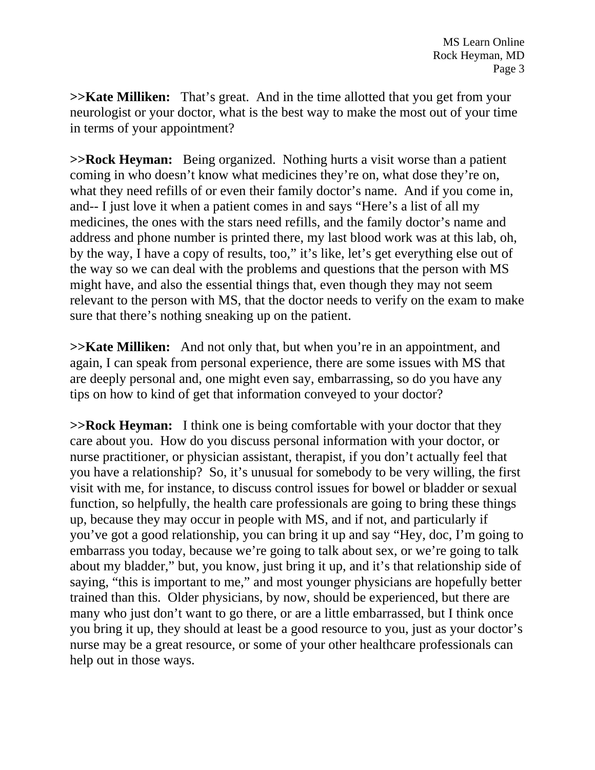**>>Kate Milliken:** That's great. And in the time allotted that you get from your neurologist or your doctor, what is the best way to make the most out of your time in terms of your appointment?

**>>Rock Heyman:** Being organized. Nothing hurts a visit worse than a patient coming in who doesn't know what medicines they're on, what dose they're on, what they need refills of or even their family doctor's name. And if you come in, and-- I just love it when a patient comes in and says "Here's a list of all my medicines, the ones with the stars need refills, and the family doctor's name and address and phone number is printed there, my last blood work was at this lab, oh, by the way, I have a copy of results, too," it's like, let's get everything else out of the way so we can deal with the problems and questions that the person with MS might have, and also the essential things that, even though they may not seem relevant to the person with MS, that the doctor needs to verify on the exam to make sure that there's nothing sneaking up on the patient.

**>>Kate Milliken:** And not only that, but when you're in an appointment, and again, I can speak from personal experience, there are some issues with MS that are deeply personal and, one might even say, embarrassing, so do you have any tips on how to kind of get that information conveyed to your doctor?

**>>Rock Heyman:** I think one is being comfortable with your doctor that they care about you. How do you discuss personal information with your doctor, or nurse practitioner, or physician assistant, therapist, if you don't actually feel that you have a relationship? So, it's unusual for somebody to be very willing, the first visit with me, for instance, to discuss control issues for bowel or bladder or sexual function, so helpfully, the health care professionals are going to bring these things up, because they may occur in people with MS, and if not, and particularly if you've got a good relationship, you can bring it up and say "Hey, doc, I'm going to embarrass you today, because we're going to talk about sex, or we're going to talk about my bladder," but, you know, just bring it up, and it's that relationship side of saying, "this is important to me," and most younger physicians are hopefully better trained than this. Older physicians, by now, should be experienced, but there are many who just don't want to go there, or are a little embarrassed, but I think once you bring it up, they should at least be a good resource to you, just as your doctor's nurse may be a great resource, or some of your other healthcare professionals can help out in those ways.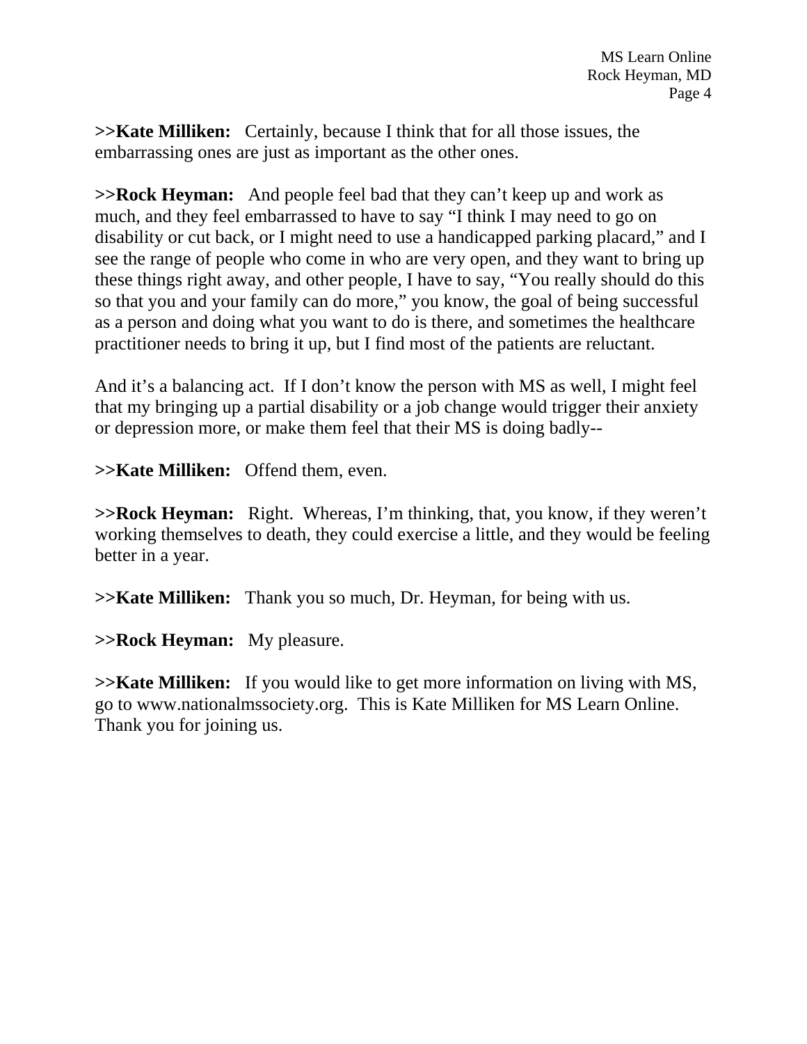**>>Kate Milliken:** Certainly, because I think that for all those issues, the embarrassing ones are just as important as the other ones.

**>>Rock Heyman:** And people feel bad that they can't keep up and work as much, and they feel embarrassed to have to say "I think I may need to go on disability or cut back, or I might need to use a handicapped parking placard," and I see the range of people who come in who are very open, and they want to bring up these things right away, and other people, I have to say, "You really should do this so that you and your family can do more," you know, the goal of being successful as a person and doing what you want to do is there, and sometimes the healthcare practitioner needs to bring it up, but I find most of the patients are reluctant.

And it's a balancing act. If I don't know the person with MS as well, I might feel that my bringing up a partial disability or a job change would trigger their anxiety or depression more, or make them feel that their MS is doing badly--

**>>Kate Milliken:** Offend them, even.

**>>Rock Heyman:** Right. Whereas, I'm thinking, that, you know, if they weren't working themselves to death, they could exercise a little, and they would be feeling better in a year.

**>>Kate Milliken:** Thank you so much, Dr. Heyman, for being with us.

**>>Rock Heyman:** My pleasure.

**>>Kate Milliken:** If you would like to get more information on living with MS, go to www.nationalmssociety.org. This is Kate Milliken for MS Learn Online. Thank you for joining us.